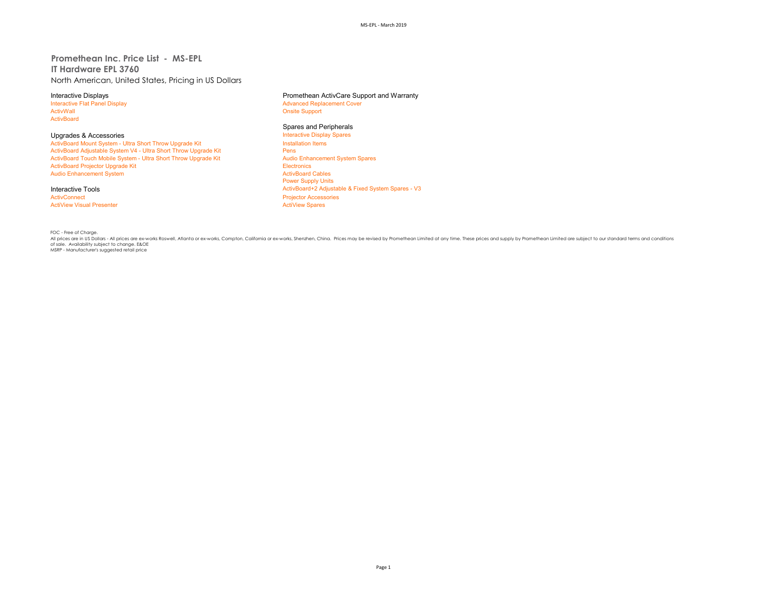# Promethean Inc. Price List - MS-EPL

## IT Hardware EPL 3760

North American, United States, Pricing in US Dollars

### Interactive Displays

- Interactive Flat Panel Display
- ActivWall
- ActivBoard

### Upgrades & Accessories

- ActivBoard Mount System - Ultra Short Throw Upgrade Kit
- ActivBoard Adjustable System V4 - Ultra Short Throw Upgrade Kit
- ActivBoard Touch Mobile System - Ultra Short Throw Upgrade Kit
- ActivBoard Projector Upgrade Kit
- Audio Enhancement System

### Interactive Tools

- ActivConnect
- ActiView Visual Presenter

### Promethean ActivCare Support and Warranty

- Advanced Replacement Cover
- Onsite Support

### Spares and Peripherals

- Interactive Display Spares
- Installation Items
- Pens
- Audio Enhancement System Spares
- Electronics
- ActivBoard Cables
- Power Supply Units
- ActivBoard+2 Adjustable & Fixed System Spares - V3
- Projector Accessories
- ActiView Spares

FOC - Free of Charge.
All prices are in US Dollars - All prices are ex-works Roswell, Atlanta or ex-works, Compton, California or ex-works, Shenzhen, China. Prices may be revised by Promethean Limited at any time. These prices and supply by Promethean Limited are subject to our standard terms and conditions of sale. Availability subject to change. E&OE
MSRP - Manufacturer's suggested retail price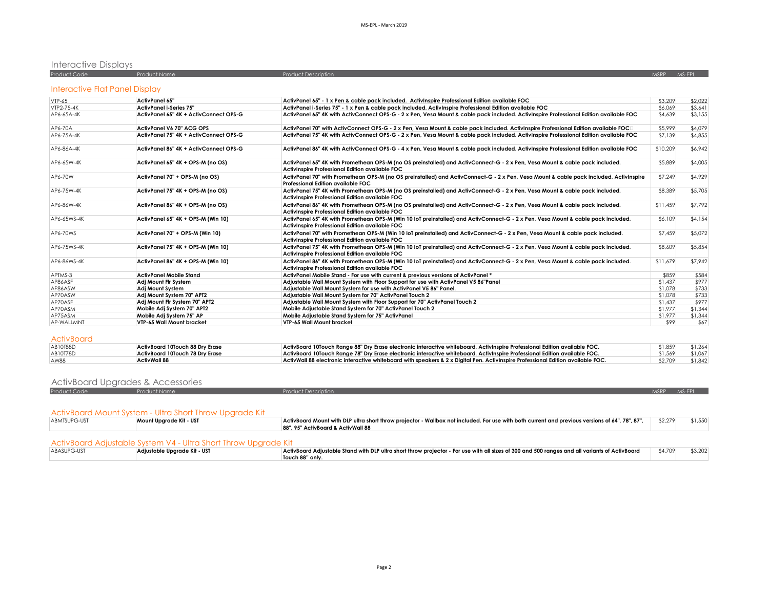# Interactive Displays

| Product Code | Product Name | Product Description | MSRP | MS-EPL |
|---|---|---|---|---|

## Interactive Flat Panel Display

| Product Code | Product Name | Product Description | MSRP | MS-EPL |
|---|---|---|---|---|
| VTP-65 | **ActivPanel 65"** | **ActivPanel 65" - 1 x Pen & cable pack included. ActivInspire Professional Edition available FOC** | $3,209 | $2,022 |
| VTP2-75-4K | **ActivPanel i-Series 75"** | **ActivPanel i-Series 75" - 1 x Pen & cable pack included. ActivInspire Professional Edition available FOC** | $6,069 | $3,641 |
| AP6-65A-4K | **ActivPanel 65" 4K + ActivConnect OPS-G** | **ActivPanel 65" 4K with ActivConnect OPS-G - 2 x Pen, Vesa Mount & cable pack included. ActivInspire Professional Edition available FOC** | $4,639 | $3,155 |
| AP6-70A | **ActivPanel V6 70" ACG OPS** | **ActivPanel 70" with ActivConnect OPS-G - 2 x Pen, Vesa Mount & cable pack included. ActivInspire Professional Edition available FOC** | $5,999 | $4,079 |
| AP6-75A-4K | **ActivPanel 75" 4K + ActivConnect OPS-G** | **ActivPanel 75" 4K with ActivConnect OPS-G - 2 x Pen, Vesa Mount & cable pack included. ActivInspire Professional Edition available FOC** | $7,139 | $4,855 |
| AP6-86A-4K | **ActivPanel 86" 4K + ActivConnect OPS-G** | **ActivPanel 86" 4K with ActivConnect OPS-G - 4 x Pen, Vesa Mount & cable pack included. ActivInspire Professional Edition available FOC** | $10,209 | $6,942 |
| AP6-65W-4K | **ActivPanel 65" 4K + OPS-M (no OS)** | **ActivPanel 65" 4K with Promethean OPS-M (no OS preinstalled) and ActivConnect-G - 2 x Pen, Vesa Mount & cable pack included. ActivInspire Professional Edition available FOC** | $5,889 | $4,005 |
| AP6-70W | **ActivPanel 70" + OPS-M (no OS)** | **ActivPanel 70" with Promethean OPS-M (no OS preinstalled) and ActivConnect-G - 2 x Pen, Vesa Mount & cable pack included. ActivInspire Professional Edition available FOC** | $7,249 | $4,929 |
| AP6-75W-4K | **ActivPanel 75" 4K + OPS-M (no OS)** | **ActivPanel 75" 4K with Promethean OPS-M (no OS preinstalled) and ActivConnect-G - 2 x Pen, Vesa Mount & cable pack included. ActivInspire Professional Edition available FOC** | $8,389 | $5,705 |
| AP6-86W-4K | **ActivPanel 86" 4K + OPS-M (no OS)** | **ActivPanel 86" 4K with Promethean OPS-M (no OS preinstalled) and ActivConnect-G - 2 x Pen, Vesa Mount & cable pack included. ActivInspire Professional Edition available FOC** | $11,459 | $7,792 |
| AP6-65WS-4K | **ActivPanel 65" 4K + OPS-M (Win 10)** | **ActivPanel 65" 4K with Promethean OPS-M (Win 10 IoT preinstalled) and ActivConnect-G - 2 x Pen, Vesa Mount & cable pack included. ActivInspire Professional Edition available FOC** | $6,109 | $4,154 |
| AP6-70WS | **ActivPanel 70" + OPS-M (Win 10)** | **ActivPanel 70" with Promethean OPS-M (Win 10 IoT preinstalled) and ActivConnect-G - 2 x Pen, Vesa Mount & cable pack included. ActivInspire Professional Edition available FOC** | $7,459 | $5,072 |
| AP6-75WS-4K | **ActivPanel 75" 4K + OPS-M (Win 10)** | **ActivPanel 75" 4K with Promethean OPS-M (Win 10 IoT preinstalled) and ActivConnect-G - 2 x Pen, Vesa Mount & cable pack included. ActivInspire Professional Edition available FOC** | $8,609 | $5,854 |
| AP6-86WS-4K | **ActivPanel 86" 4K + OPS-M (Win 10)** | **ActivPanel 86" 4K with Promethean OPS-M (Win 10 IoT preinstalled) and ActivConnect-G - 2 x Pen, Vesa Mount & cable pack included. ActivInspire Professional Edition available FOC** | $11,679 | $7,942 |
| APTMS-3 | **ActivPanel Mobile Stand** | **ActivPanel Mobile Stand - For use with current & previous versions of ActivPanel \*** | $859 | $584 |
| AP86ASF | **Adj Mount Flr System** | **Adjustable Wall Mount System with Floor Support for use with ActivPanel V5 86"Panel** | $1,437 | $977 |
| AP86ASW | **Adj Mount System** | **Adjustable Wall Mount System for use with ActivPanel V5 86" Panel.** | $1,078 | $733 |
| AP70ASW | **Adj Mount System 70" APT2** | **Adjustable Wall Mount System for 70" ActivPanel Touch 2** | $1,078 | $733 |
| AP70ASF | **Adj Mount Flr System 70" APT2** | **Adjustable Wall Mount System with Floor Support for 70" ActivPanel Touch 2** | $1,437 | $977 |
| AP70ASM | **Mobile Adj System 70" APT2** | **Mobile Adjustable Stand System for 70" ActivPanel Touch 2** | $1,977 | $1,344 |
| AP75ASM | **Mobile Adj System 75" AP** | **Mobile Adjustable Stand System for 75" ActivPanel** | $1,977 | $1,344 |
| AP-WALLMNT | **VTP-65 Wall Mount bracket** | **VTP-65 Wall Mount bracket** | $99 | $67 |

## ActivBoard

| Product Code | Product Name | Product Description | MSRP | MS-EPL |
|---|---|---|---|---|
| AB10T88D | **ActivBoard 10Touch 88 Dry Erase** | **ActivBoard 10Touch Range 88" Dry Erase electronic interactive whiteboard. ActivInspire Professional Edition available FOC.** | $1,859 | $1,264 |
| AB10T78D | **ActivBoard 10Touch 78 Dry Erase** | **ActivBoard 10Touch Range 78" Dry Erase electronic interactive whiteboard. ActivInspire Professional Edition available FOC.** | $1,569 | $1,067 |
| AW88 | **ActivWall 88** | **ActivWall 88 electronic interactive whiteboard with speakers & 2 x Digital Pen. ActivInspire Professional Edition available FOC.** | $2,709 | $1,842 |

# ActivBoard Upgrades & Accessories

| Product Code | Product Name | Product Description | MSRP | MS-EPL |
|---|---|---|---|---|

## ActivBoard Mount System - Ultra Short Throw Upgrade Kit

| Product Code | Product Name | Product Description | MSRP | MS-EPL |
|---|---|---|---|---|
| ABMTSUPG-UST | **Mount Upgrade Kit - UST** | **ActivBoard Mount with DLP ultra short throw projector - Wallbox not included. For use with both current and previous versions of 64", 78", 87", 88", 95" ActivBoard & ActivWall 88** | $2,279 | $1,550 |

## ActivBoard Adjustable System V4 - Ultra Short Throw Upgrade Kit

| Product Code | Product Name | Product Description | MSRP | MS-EPL |
|---|---|---|---|---|
| ABASUPG-UST | **Adjustable Upgrade Kit - UST** | **ActivBoard Adjustable Stand with DLP ultra short throw projector - For use with all sizes of 300 and 500 ranges and all variants of ActivBoard Touch 88" only.** | $4,709 | $3,202 |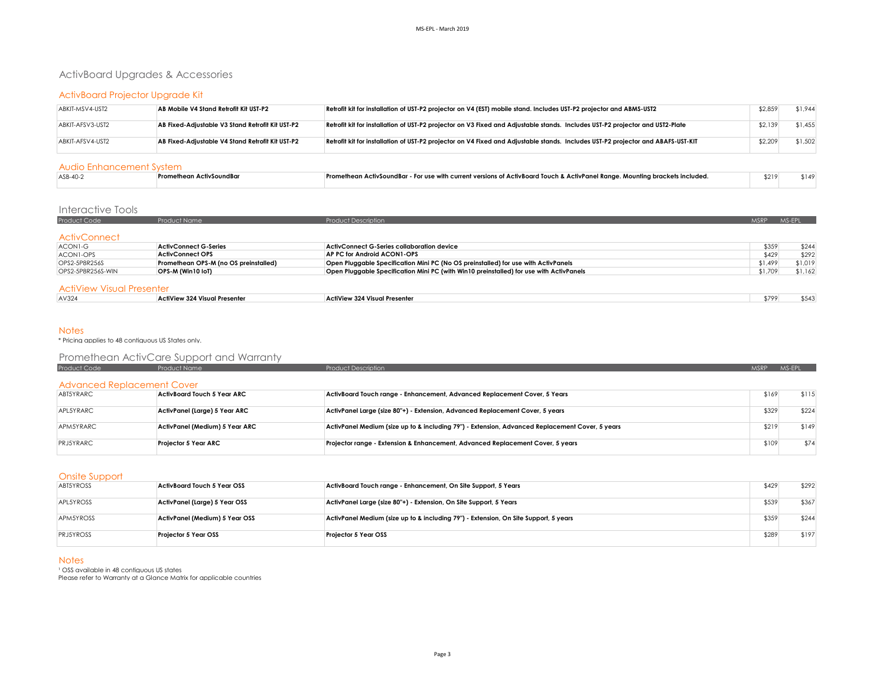# ActivBoard Upgrades & Accessories

## ActivBoard Projector Upgrade Kit

| Product Code | Product Name | Product Description | MSRP | MS-EPL |
|---|---|---|---|---|
| ABKIT-MSV4-UST2 | **AB Mobile V4 Stand Retrofit Kit UST-P2** | **Retrofit kit for installation of UST-P2 projector on V4 (EST) mobile stand. Includes UST-P2 projector and ABMS-UST2** | $2,859 | $1,944 |
| ABKIT-AFSV3-UST2 | **AB Fixed-Adjustable V3 Stand Retrofit Kit UST-P2** | **Retrofit kit for installation of UST-P2 projector on V3 Fixed and Adjustable stands. Includes UST-P2 projector and UST2-Plate** | $2,139 | $1,455 |
| ABKIT-AFSV4-UST2 | **AB Fixed-Adjustable V4 Stand Retrofit Kit UST-P2** | **Retrofit kit for installation of UST-P2 projector on V4 Fixed and Adjustable stands. Includes UST-P2 projector and ABAFS-UST-KIT** | $2,209 | $1,502 |

## Audio Enhancement System

| Product Code | Product Name | Product Description | MSRP | MS-EPL |
|---|---|---|---|---|
| ASB-40-2 | **Promethean ActivSoundBar** | **Promethean ActivSoundBar - For use with current versions of ActivBoard Touch & ActivPanel Range. Mounting brackets included.** | $219 | $149 |

# Interactive Tools

## ActivConnect

| Product Code | Product Name | Product Description | MSRP | MS-EPL |
|---|---|---|---|---|
| ACON1-G | **ActivConnect G-Series** | **ActivConnect G-Series collaboration device** | $359 | $244 |
| ACON1-OPS | **ActivConnect OPS** | **AP PC for Android ACON1-OPS** | $429 | $292 |
| OPS2-5P8R256S | **Promethean OPS-M (no OS preinstalled)** | **Open Pluggable Specification Mini PC (No OS preinstalled) for use with ActivPanels** | $1,499 | $1,019 |
| OPS2-5P8R256S-WIN | **OPS-M (Win10 IoT)** | **Open Pluggable Specification Mini PC (with Win10 preinstalled) for use with ActivPanels** | $1,709 | $1,162 |

## ActiView Visual Presenter

| Product Code | Product Name | Product Description | MSRP | MS-EPL |
|---|---|---|---|---|
| AV324 | **ActiView 324 Visual Presenter** | **ActiView 324 Visual Presenter** | $799 | $543 |

## Notes

\* Pricing applies to 48 contiguous US States only.

# Promethean ActivCare Support and Warranty

## Advanced Replacement Cover

| Product Code | Product Name | Product Description | MSRP | MS-EPL |
|---|---|---|---|---|
| ABT5YRARC | **ActivBoard Touch 5 Year ARC** | **ActivBoard Touch range - Enhancement, Advanced Replacement Cover, 5 Years** | $169 | $115 |
| APL5YRARC | **ActivPanel (Large) 5 Year ARC** | **ActivPanel Large (size 80"+) - Extension, Advanced Replacement Cover, 5 years** | $329 | $224 |
| APM5YRARC | **ActivPanel (Medium) 5 Year ARC** | **ActivPanel Medium (size up to & including 79") - Extension, Advanced Replacement Cover, 5 years** | $219 | $149 |
| PRJ5YRARC | **Projector 5 Year ARC** | **Projector range - Extension & Enhancement, Advanced Replacement Cover, 5 years** | $109 | $74 |

## Onsite Support

| Product Code | Product Name | Product Description | MSRP | MS-EPL |
|---|---|---|---|---|
| ABT5YROSS | **ActivBoard Touch 5 Year OSS** | **ActivBoard Touch range - Enhancement, On Site Support, 5 Years** | $429 | $292 |
| APL5YROSS | **ActivPanel (Large) 5 Year OSS** | **ActivPanel Large (size 80"+) - Extension, On Site Support, 5 Years** | $539 | $367 |
| APM5YROSS | **ActivPanel (Medium) 5 Year OSS** | **ActivPanel Medium (size up to & including 79") - Extension, On Site Support, 5 years** | $359 | $244 |
| PRJ5YROSS | **Projector 5 Year OSS** | **Projector 5 Year OSS** | $289 | $197 |

## Notes

[1] OSS available in 48 contiguous US states
Please refer to Warranty at a Glance Matrix for applicable countries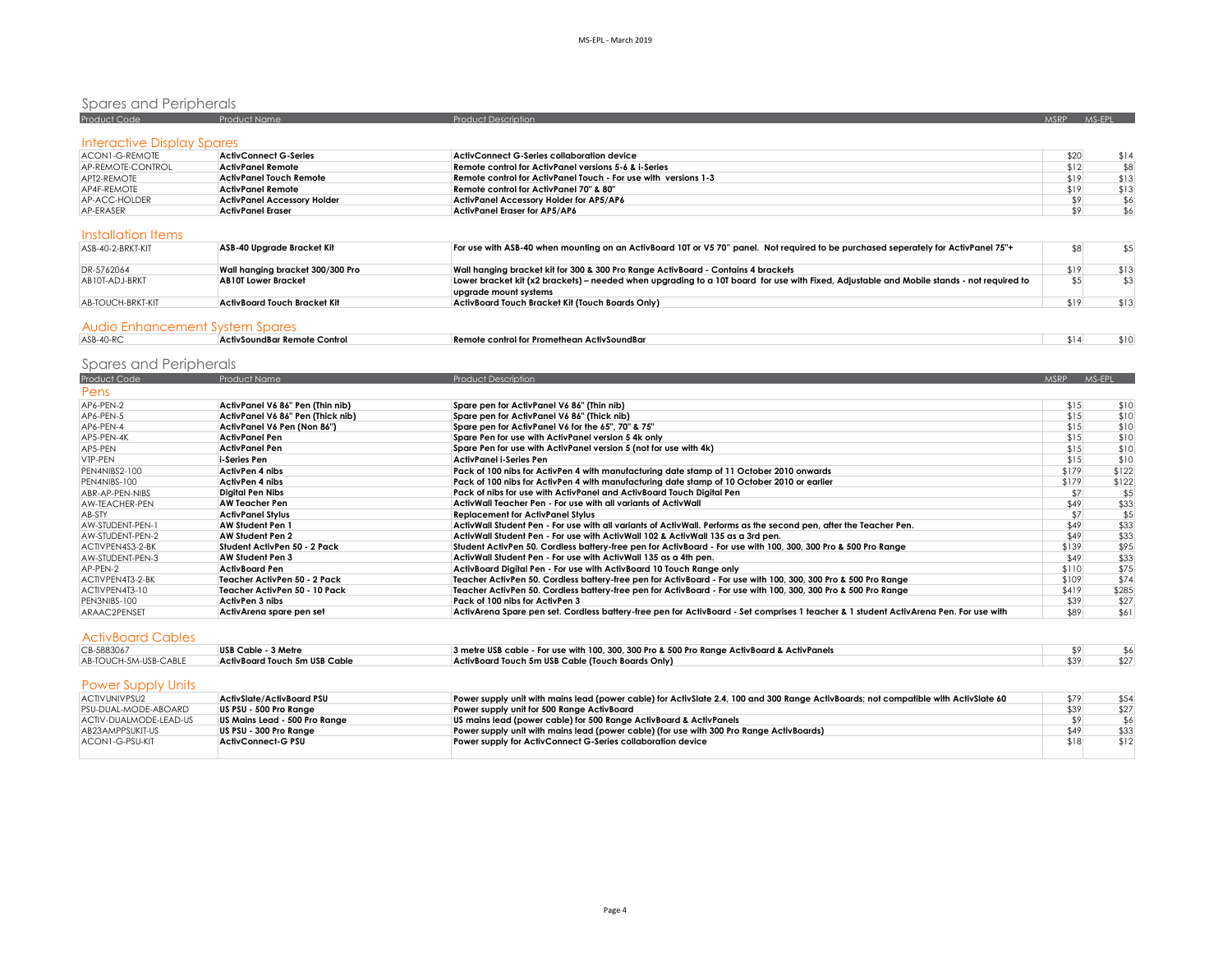## Spares and Peripherals

| Product Code | Product Name | Product Description | MSRP | MS-EPL |
|---|---|---|---|---|
| **Interactive Display Spares** | | | | |
| ACON1-G-REMOTE | **ActivConnect G-Series** | **ActivConnect G-Series collaboration device** | $20 | $14 |
| AP-REMOTE-CONTROL | **ActivPanel Remote** | **Remote control for ActivPanel versions 5-6 & i-Series** | $12 | $8 |
| APT2-REMOTE | **ActivPanel Touch Remote** | **Remote control for ActivPanel Touch - For use with versions 1-3** | $19 | $13 |
| AP4F-REMOTE | **ActivPanel Remote** | **Remote control for ActivPanel 70" & 80"** | $19 | $13 |
| AP-ACC-HOLDER | **ActivPanel Accessory Holder** | **ActivPanel Accessory Holder for AP5/AP6** | $9 | $6 |
| AP-ERASER | **ActivPanel Eraser** | **ActivPanel Eraser for AP5/AP6** | $9 | $6 |
| **Installation Items** | | | | |
| ASB-40-2-BRKT-KIT | **ASB-40 Upgrade Bracket Kit** | **For use with ASB-40 when mounting on an ActivBoard 10T or V5 70" panel. Not required to be purchased seperately for ActivPanel 75"+** | $8 | $5 |
| DR-5762064 | **Wall hanging bracket 300/300 Pro** | **Wall hanging bracket kit for 300 & 300 Pro Range ActivBoard - Contains 4 brackets** | $19 | $13 |
| AB10T-ADJ-BRKT | **AB10T Lower Bracket** | **Lower bracket kit (x2 brackets) – needed when upgrading to a 10T board for use with Fixed, Adjustable and Mobile stands - not required to upgrade mount systems** | $5 | $3 |
| AB-TOUCH-BRKT-KIT | **ActivBoard Touch Bracket Kit** | **ActivBoard Touch Bracket Kit (Touch Boards Only)** | $19 | $13 |
| **Audio Enhancement System Spares** | | | | |
| ASB-40-RC | **ActivSoundBar Remote Control** | **Remote control for Promethean ActivSoundBar** | $14 | $10 |

## Spares and Peripherals

| Product Code | Product Name | Product Description | MSRP | MS-EPL |
|---|---|---|---|---|
| **Pens** | | | | |
| AP6-PEN-2 | **ActivPanel V6 86" Pen (Thin nib)** | **Spare pen for ActivPanel V6 86" (Thin nib)** | $15 | $10 |
| AP6-PEN-5 | **ActivPanel V6 86" Pen (Thick nib)** | **Spare pen for ActivPanel V6 86" (Thick nib)** | $15 | $10 |
| AP6-PEN-4 | **ActivPanel V6 Pen (Non 86")** | **Spare pen for ActivPanel V6 for the 65", 70" & 75"** | $15 | $10 |
| AP5-PEN-4K | **ActivPanel Pen** | **Spare Pen for use with ActivPanel version 5 4k only** | $15 | $10 |
| AP5-PEN | **ActivPanel Pen** | **Spare Pen for use with ActivPanel version 5 (not for use with 4k)** | $15 | $10 |
| VTP-PEN | **i-Series Pen** | **ActivPanel i-Series Pen** | $15 | $10 |
| PEN4NIBS2-100 | **ActivPen 4 nibs** | **Pack of 100 nibs for ActivPen 4 with manufacturing date stamp of 11 October 2010 onwards** | $179 | $122 |
| PEN4NIBS-100 | **ActivPen 4 nibs** | **Pack of 100 nibs for ActivPen 4 with manufacturing date stamp of 10 October 2010 or earlier** | $179 | $122 |
| ABR-AP-PEN-NIBS | **Digital Pen Nibs** | **Pack of nibs for use with ActivPanel and ActivBoard Touch Digital Pen** | $7 | $5 |
| AW-TEACHER-PEN | **AW Teacher Pen** | **ActivWall Teacher Pen - For use with all variants of ActivWall** | $49 | $33 |
| AB-STY | **ActivPanel Stylus** | **Replacement for ActivPanel Stylus** | $7 | $5 |
| AW-STUDENT-PEN-1 | **AW Student Pen 1** | **ActivWall Student Pen - For use with all variants of ActivWall. Performs as the second pen, after the Teacher Pen.** | $49 | $33 |
| AW-STUDENT-PEN-2 | **AW Student Pen 2** | **ActivWall Student Pen - For use with ActivWall 102 & ActivWall 135 as a 3rd pen.** | $49 | $33 |
| ACTIVPEN4S3-2-BK | **Student ActivPen 50 - 2 Pack** | **Student ActivPen 50. Cordless battery-free pen for ActivBoard - For use with 100, 300, 300 Pro & 500 Pro Range** | $139 | $95 |
| AW-STUDENT-PEN-3 | **AW Student Pen 3** | **ActivWall Student Pen - For use with ActivWall 135 as a 4th pen.** | $49 | $33 |
| AP-PEN-2 | **ActivBoard Pen** | **ActivBoard Digital Pen - For use with ActivBoard 10 Touch Range only** | $110 | $75 |
| ACTIVPEN4T3-2-BK | **Teacher ActivPen 50 - 2 Pack** | **Teacher ActivPen 50. Cordless battery-free pen for ActivBoard - For use with 100, 300, 300 Pro & 500 Pro Range** | $109 | $74 |
| ACTIVPEN4T3-10 | **Teacher ActivPen 50 - 10 Pack** | **Teacher ActivPen 50. Cordless battery-free pen for ActivBoard - For use with 100, 300, 300 Pro & 500 Pro Range** | $419 | $285 |
| PEN3NIBS-100 | **ActivPen 3 nibs** | **Pack of 100 nibs for ActivPen 3** | $39 | $27 |
| ARAAC2PENSET | **ActivArena spare pen set** | **ActivArena Spare pen set. Cordless battery-free pen for ActivBoard - Set comprises 1 teacher & 1 student ActivArena Pen. For use with** | $89 | $61 |
| **ActivBoard Cables** | | | | |
| CB-5883067 | **USB Cable - 3 Metre** | **3 metre USB cable - For use with 100, 300, 300 Pro & 500 Pro Range ActivBoard & ActivPanels** | $9 | $6 |
| AB-TOUCH-5M-USB-CABLE | **ActivBoard Touch 5m USB Cable** | **ActivBoard Touch 5m USB Cable (Touch Boards Only)** | $39 | $27 |
| **Power Supply Units** | | | | |
| ACTIVUNIVPSU2 | **ActivSlate/ActivBoard PSU** | **Power supply unit with mains lead (power cable) for ActivSlate 2.4, 100 and 300 Range ActivBoards; not compatible with ActivSlate 60** | $79 | $54 |
| PSU-DUAL-MODE-ABOARD | **US PSU - 500 Pro Range** | **Power supply unit for 500 Range ActivBoard** | $39 | $27 |
| ACTIV-DUALMODE-LEAD-US | **US Mains Lead - 500 Pro Range** | **US mains lead (power cable) for 500 Range ActivBoard & ActivPanels** | $9 | $6 |
| AB23AMPPSUKIT-US | **US PSU - 300 Pro Range** | **Power supply unit with mains lead (power cable) (for use with 300 Pro Range ActivBoards)** | $49 | $33 |
| ACON1-G-PSU-KIT | **ActivConnect-G PSU** | **Power supply for ActivConnect G-Series collaboration device** | $18 | $12 |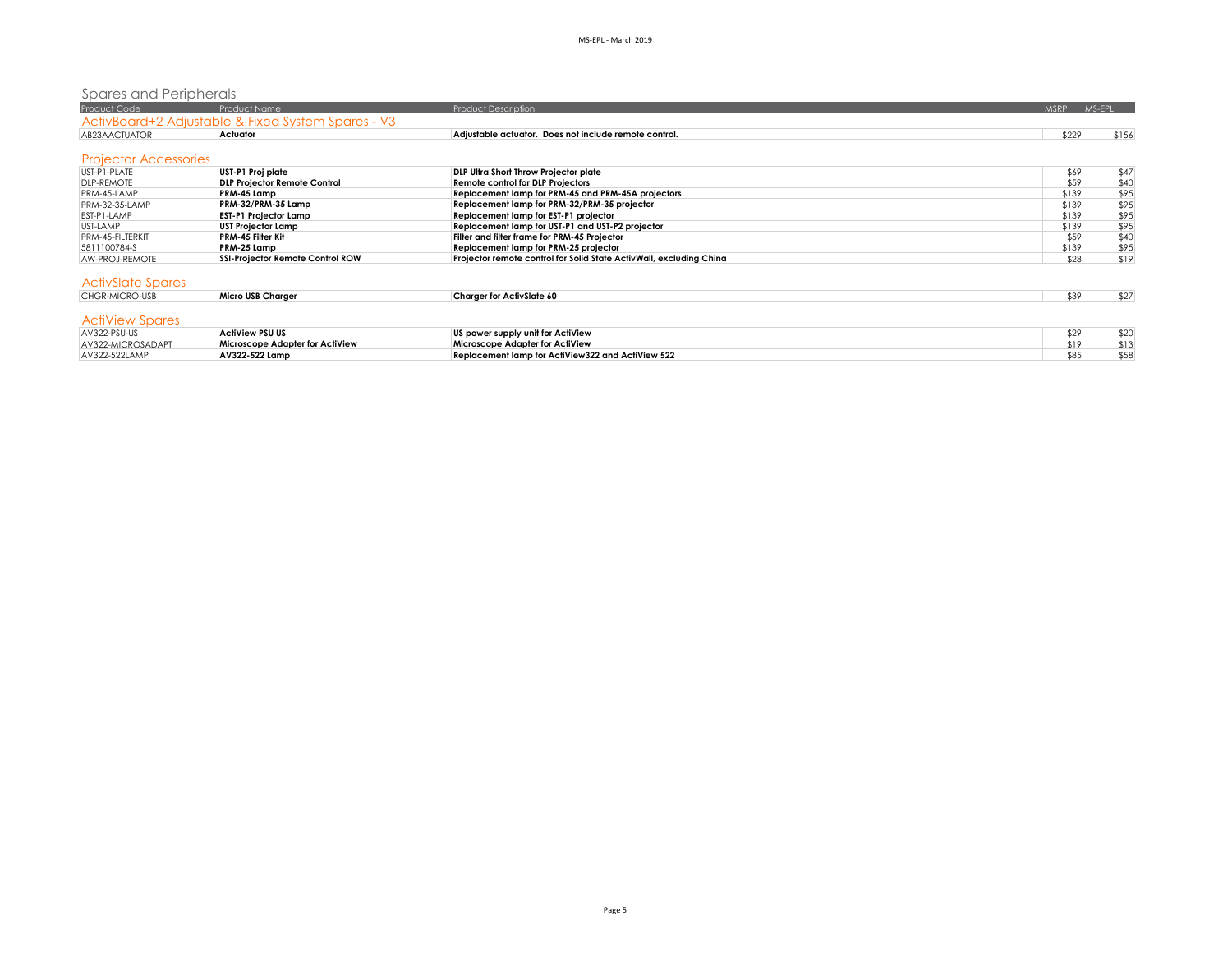## Spares and Peripherals

| Product Code | Product Name | Product Description | MSRP | MS-EPL |
| --- | --- | --- | --- | --- |
| **ActivBoard+2 Adjustable & Fixed System Spares - V3** | | | | |
| AB23AACTUATOR | **Actuator** | **Adjustable actuator. Does not include remote control.** | $229 | $156 |
| **Projector Accessories** | | | | |
| UST-P1-PLATE | **UST-P1 Proj plate** | **DLP Ultra Short Throw Projector plate** | $69 | $47 |
| DLP-REMOTE | **DLP Projector Remote Control** | **Remote control for DLP Projectors** | $59 | $40 |
| PRM-45-LAMP | **PRM-45 Lamp** | **Replacement lamp for PRM-45 and PRM-45A projectors** | $139 | $95 |
| PRM-32-35-LAMP | **PRM-32/PRM-35 Lamp** | **Replacement lamp for PRM-32/PRM-35 projector** | $139 | $95 |
| EST-P1-LAMP | **EST-P1 Projector Lamp** | **Replacement lamp for EST-P1 projector** | $139 | $95 |
| UST-LAMP | **UST Projector Lamp** | **Replacement lamp for UST-P1 and UST-P2 projector** | $139 | $95 |
| PRM-45-FILTERKIT | **PRM-45 Filter Kit** | **Filter and filter frame for PRM-45 Projector** | $59 | $40 |
| 5811100784-S | **PRM-25 Lamp** | **Replacement lamp for PRM-25 projector** | $139 | $95 |
| AW-PROJ-REMOTE | **SSI-Projector Remote Control ROW** | **Projector remote control for Solid State ActivWall, excluding China** | $28 | $19 |
| **ActivSlate Spares** | | | | |
| CHGR-MICRO-USB | **Micro USB Charger** | **Charger for ActivSlate 60** | $39 | $27 |
| **ActiView Spares** | | | | |
| AV322-PSU-US | **ActiView PSU US** | **US power supply unit for ActiView** | $29 | $20 |
| AV322-MICROSADAPT | **Microscope Adapter for ActiView** | **Microscope Adapter for ActiView** | $19 | $13 |
| AV322-522LAMP | **AV322-522 Lamp** | **Replacement lamp for ActiView322 and ActiView 522** | $85 | $58 |